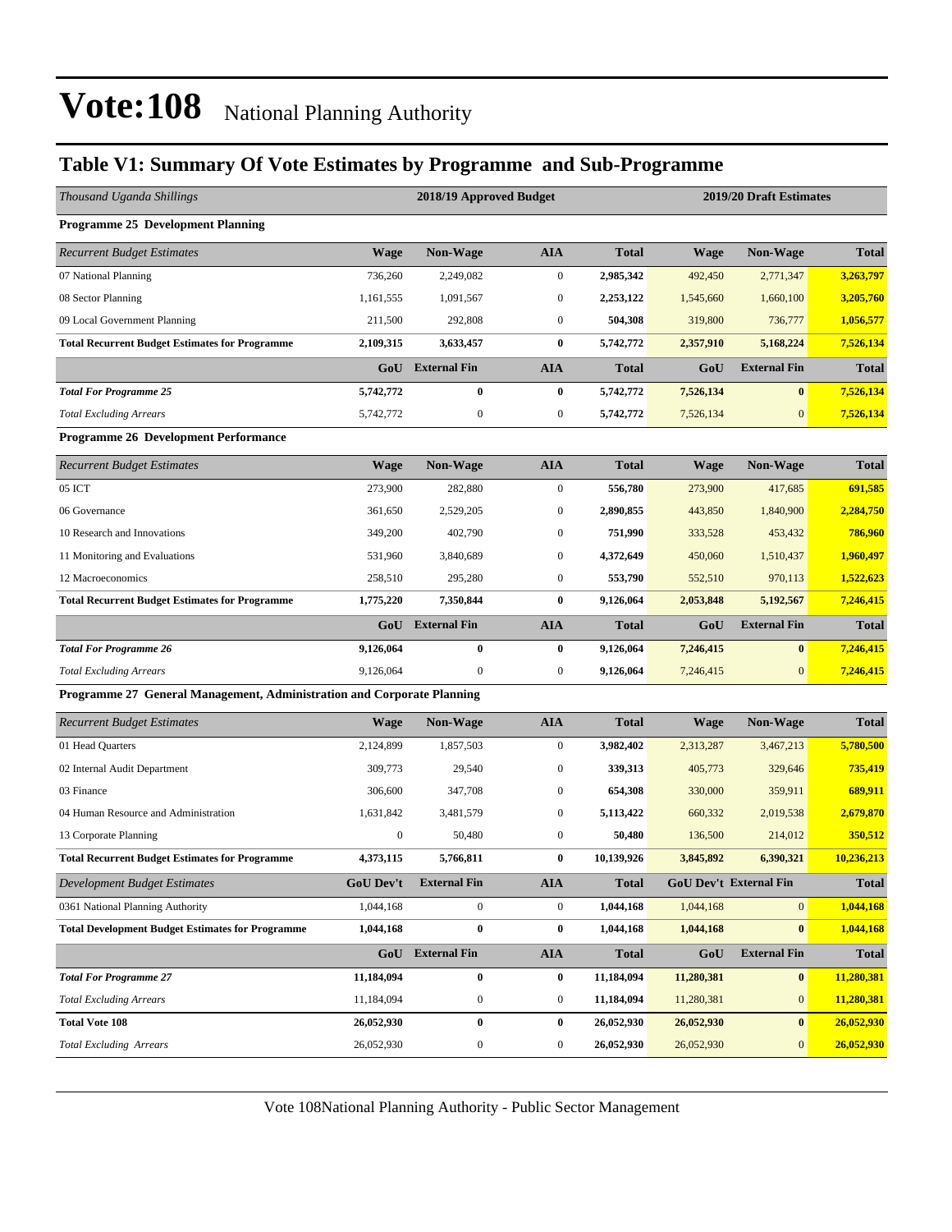# Vote:108 National Planning Authority

## Table V1: Summary Of Vote Estimates by Programme and Sub-Programme

| *Thousand Uganda Shillings* | | 2018/19 Approved Budget | | | | 2019/20 Draft Estimates | |
|---|---|---|---|---|---|---|---|
| **Programme 25 Development Planning** | | | | | | | |
| *Recurrent Budget Estimates* | **Wage** | **Non-Wage** | **AIA** | **Total** | **Wage** | **Non-Wage** | **Total** |
| 07 National Planning | 736,260 | 2,249,082 | 0 | **2,985,342** | 492,450 | 2,771,347 | **3,263,797** |
| 08 Sector Planning | 1,161,555 | 1,091,567 | 0 | **2,253,122** | 1,545,660 | 1,660,100 | **3,205,760** |
| 09 Local Government Planning | 211,500 | 292,808 | 0 | **504,308** | 319,800 | 736,777 | **1,056,577** |
| **Total Recurrent Budget Estimates for Programme** | **2,109,315** | **3,633,457** | **0** | **5,742,772** | **2,357,910** | **5,168,224** | **7,526,134** |
| | **GoU** | **External Fin** | **AIA** | **Total** | **GoU** | **External Fin** | **Total** |
| ***Total For Programme 25*** | **5,742,772** | **0** | **0** | **5,742,772** | **7,526,134** | **0** | **7,526,134** |
| *Total Excluding Arrears* | 5,742,772 | 0 | 0 | **5,742,772** | 7,526,134 | 0 | **7,526,134** |
| **Programme 26 Development Performance** | | | | | | | |
| *Recurrent Budget Estimates* | **Wage** | **Non-Wage** | **AIA** | **Total** | **Wage** | **Non-Wage** | **Total** |
| 05 ICT | 273,900 | 282,880 | 0 | **556,780** | 273,900 | 417,685 | **691,585** |
| 06 Governance | 361,650 | 2,529,205 | 0 | **2,890,855** | 443,850 | 1,840,900 | **2,284,750** |
| 10 Research and Innovations | 349,200 | 402,790 | 0 | **751,990** | 333,528 | 453,432 | **786,960** |
| 11 Monitoring and Evaluations | 531,960 | 3,840,689 | 0 | **4,372,649** | 450,060 | 1,510,437 | **1,960,497** |
| 12 Macroeconomics | 258,510 | 295,280 | 0 | **553,790** | 552,510 | 970,113 | **1,522,623** |
| **Total Recurrent Budget Estimates for Programme** | **1,775,220** | **7,350,844** | **0** | **9,126,064** | **2,053,848** | **5,192,567** | **7,246,415** |
| | **GoU** | **External Fin** | **AIA** | **Total** | **GoU** | **External Fin** | **Total** |
| ***Total For Programme 26*** | **9,126,064** | **0** | **0** | **9,126,064** | **7,246,415** | **0** | **7,246,415** |
| *Total Excluding Arrears* | 9,126,064 | 0 | 0 | **9,126,064** | 7,246,415 | 0 | **7,246,415** |
| **Programme 27 General Management, Administration and Corporate Planning** | | | | | | | |
| *Recurrent Budget Estimates* | **Wage** | **Non-Wage** | **AIA** | **Total** | **Wage** | **Non-Wage** | **Total** |
| 01 Head Quarters | 2,124,899 | 1,857,503 | 0 | **3,982,402** | 2,313,287 | 3,467,213 | **5,780,500** |
| 02 Internal Audit Department | 309,773 | 29,540 | 0 | **339,313** | 405,773 | 329,646 | **735,419** |
| 03 Finance | 306,600 | 347,708 | 0 | **654,308** | 330,000 | 359,911 | **689,911** |
| 04 Human Resource and Administration | 1,631,842 | 3,481,579 | 0 | **5,113,422** | 660,332 | 2,019,538 | **2,679,870** |
| 13 Corporate Planning | 0 | 50,480 | 0 | **50,480** | 136,500 | 214,012 | **350,512** |
| **Total Recurrent Budget Estimates for Programme** | **4,373,115** | **5,766,811** | **0** | **10,139,926** | **3,845,892** | **6,390,321** | **10,236,213** |
| *Development Budget Estimates* | **GoU Dev't** | **External Fin** | **AIA** | **Total** | **GoU Dev't** | **External Fin** | **Total** |
| 0361 National Planning Authority | 1,044,168 | 0 | 0 | **1,044,168** | 1,044,168 | 0 | **1,044,168** |
| **Total Development Budget Estimates for Programme** | **1,044,168** | **0** | **0** | **1,044,168** | **1,044,168** | **0** | **1,044,168** |
| | **GoU** | **External Fin** | **AIA** | **Total** | **GoU** | **External Fin** | **Total** |
| ***Total For Programme 27*** | **11,184,094** | **0** | **0** | **11,184,094** | **11,280,381** | **0** | **11,280,381** |
| *Total Excluding Arrears* | 11,184,094 | 0 | 0 | **11,184,094** | 11,280,381 | 0 | **11,280,381** |
| **Total Vote 108** | **26,052,930** | **0** | **0** | **26,052,930** | **26,052,930** | **0** | **26,052,930** |
| *Total Excluding Arrears* | 26,052,930 | 0 | 0 | **26,052,930** | 26,052,930 | 0 | **26,052,930** |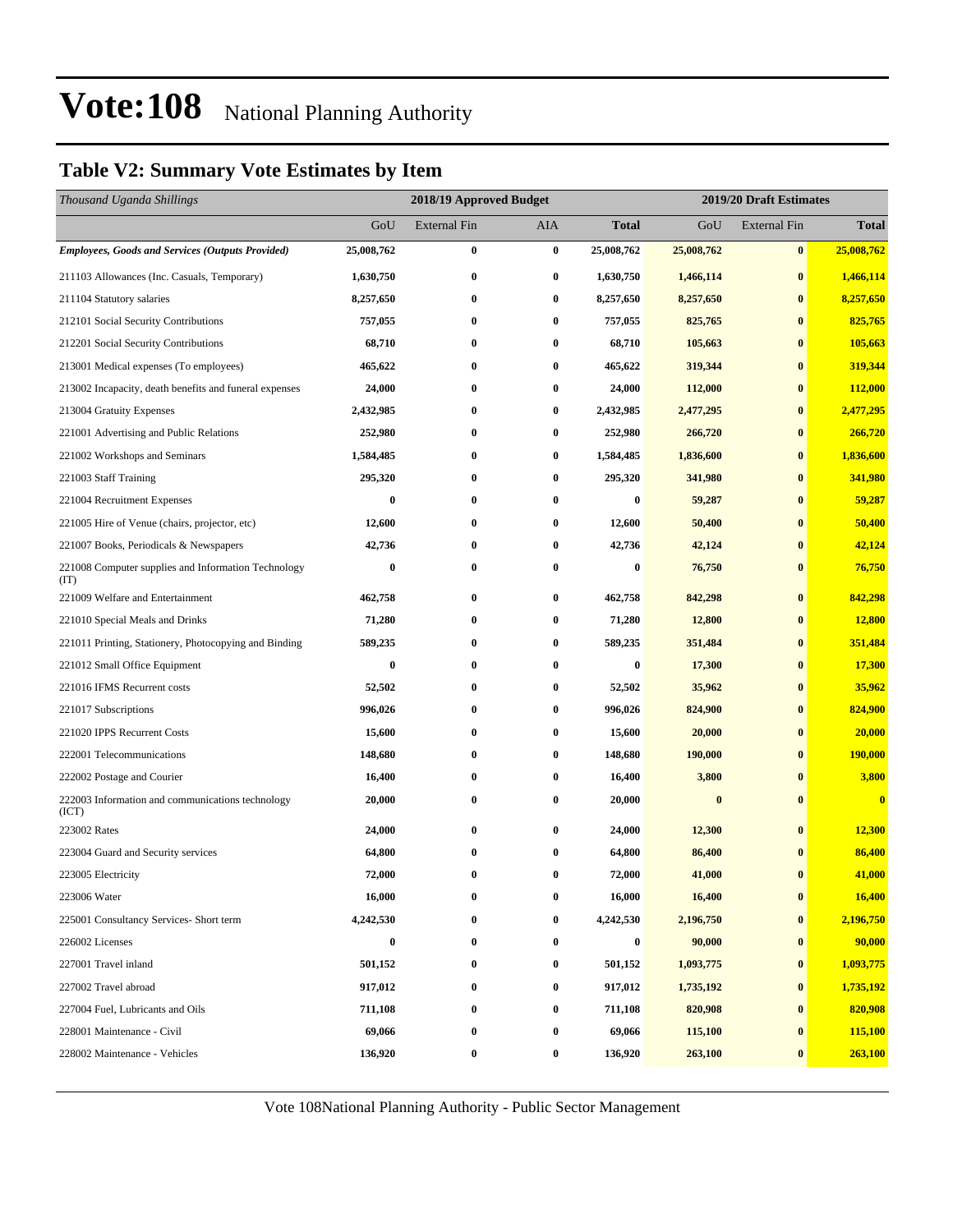# Vote:108 National Planning Authority

## Table V2: Summary Vote Estimates by Item

| *Thousand Uganda Shillings* | 2018/19 Approved Budget | | | | 2019/20 Draft Estimates | | |
|---|---|---|---|---|---|---|---|
| | GoU | External Fin | AIA | **Total** | GoU | External Fin | **Total** |
| ***Employees, Goods and Services (Outputs Provided)*** | **25,008,762** | **0** | **0** | **25,008,762** | **25,008,762** | **0** | **25,008,762** |
| 211103 Allowances (Inc. Casuals, Temporary) | **1,630,750** | **0** | **0** | **1,630,750** | **1,466,114** | **0** | **1,466,114** |
| 211104 Statutory salaries | **8,257,650** | **0** | **0** | **8,257,650** | **8,257,650** | **0** | **8,257,650** |
| 212101 Social Security Contributions | **757,055** | **0** | **0** | **757,055** | **825,765** | **0** | **825,765** |
| 212201 Social Security Contributions | **68,710** | **0** | **0** | **68,710** | **105,663** | **0** | **105,663** |
| 213001 Medical expenses (To employees) | **465,622** | **0** | **0** | **465,622** | **319,344** | **0** | **319,344** |
| 213002 Incapacity, death benefits and funeral expenses | **24,000** | **0** | **0** | **24,000** | **112,000** | **0** | **112,000** |
| 213004 Gratuity Expenses | **2,432,985** | **0** | **0** | **2,432,985** | **2,477,295** | **0** | **2,477,295** |
| 221001 Advertising and Public Relations | **252,980** | **0** | **0** | **252,980** | **266,720** | **0** | **266,720** |
| 221002 Workshops and Seminars | **1,584,485** | **0** | **0** | **1,584,485** | **1,836,600** | **0** | **1,836,600** |
| 221003 Staff Training | **295,320** | **0** | **0** | **295,320** | **341,980** | **0** | **341,980** |
| 221004 Recruitment Expenses | **0** | **0** | **0** | **0** | **59,287** | **0** | **59,287** |
| 221005 Hire of Venue (chairs, projector, etc) | **12,600** | **0** | **0** | **12,600** | **50,400** | **0** | **50,400** |
| 221007 Books, Periodicals & Newspapers | **42,736** | **0** | **0** | **42,736** | **42,124** | **0** | **42,124** |
| 221008 Computer supplies and Information Technology (IT) | **0** | **0** | **0** | **0** | **76,750** | **0** | **76,750** |
| 221009 Welfare and Entertainment | **462,758** | **0** | **0** | **462,758** | **842,298** | **0** | **842,298** |
| 221010 Special Meals and Drinks | **71,280** | **0** | **0** | **71,280** | **12,800** | **0** | **12,800** |
| 221011 Printing, Stationery, Photocopying and Binding | **589,235** | **0** | **0** | **589,235** | **351,484** | **0** | **351,484** |
| 221012 Small Office Equipment | **0** | **0** | **0** | **0** | **17,300** | **0** | **17,300** |
| 221016 IFMS Recurrent costs | **52,502** | **0** | **0** | **52,502** | **35,962** | **0** | **35,962** |
| 221017 Subscriptions | **996,026** | **0** | **0** | **996,026** | **824,900** | **0** | **824,900** |
| 221020 IPPS Recurrent Costs | **15,600** | **0** | **0** | **15,600** | **20,000** | **0** | **20,000** |
| 222001 Telecommunications | **148,680** | **0** | **0** | **148,680** | **190,000** | **0** | **190,000** |
| 222002 Postage and Courier | **16,400** | **0** | **0** | **16,400** | **3,800** | **0** | **3,800** |
| 222003 Information and communications technology (ICT) | **20,000** | **0** | **0** | **20,000** | **0** | **0** | **0** |
| 223002 Rates | **24,000** | **0** | **0** | **24,000** | **12,300** | **0** | **12,300** |
| 223004 Guard and Security services | **64,800** | **0** | **0** | **64,800** | **86,400** | **0** | **86,400** |
| 223005 Electricity | **72,000** | **0** | **0** | **72,000** | **41,000** | **0** | **41,000** |
| 223006 Water | **16,000** | **0** | **0** | **16,000** | **16,400** | **0** | **16,400** |
| 225001 Consultancy Services- Short term | **4,242,530** | **0** | **0** | **4,242,530** | **2,196,750** | **0** | **2,196,750** |
| 226002 Licenses | **0** | **0** | **0** | **0** | **90,000** | **0** | **90,000** |
| 227001 Travel inland | **501,152** | **0** | **0** | **501,152** | **1,093,775** | **0** | **1,093,775** |
| 227002 Travel abroad | **917,012** | **0** | **0** | **917,012** | **1,735,192** | **0** | **1,735,192** |
| 227004 Fuel, Lubricants and Oils | **711,108** | **0** | **0** | **711,108** | **820,908** | **0** | **820,908** |
| 228001 Maintenance - Civil | **69,066** | **0** | **0** | **69,066** | **115,100** | **0** | **115,100** |
| 228002 Maintenance - Vehicles | **136,920** | **0** | **0** | **136,920** | **263,100** | **0** | **263,100** |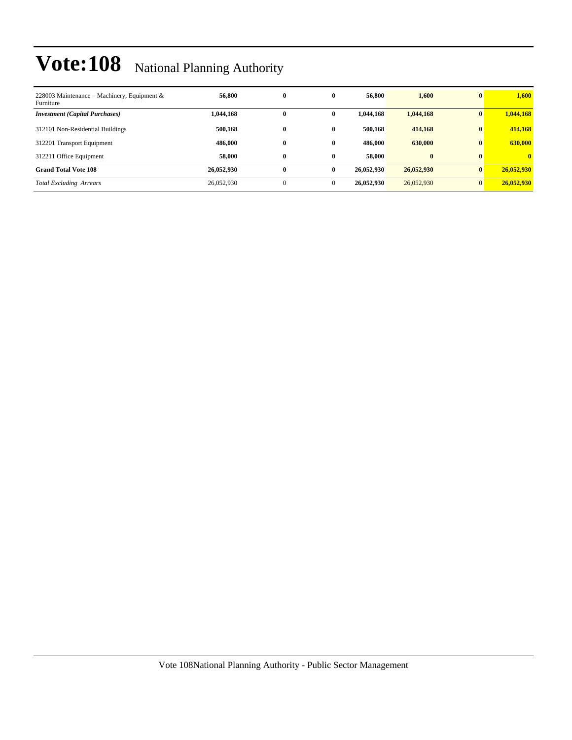# Vote:108 National Planning Authority

| | | | | | | | |
|---|---|---|---|---|---|---|---|
| 228003 Maintenance – Machinery, Equipment & Furniture | **56,800** | **0** | **0** | **56,800** | **1,600** | **0** | **1,600** |
| ***Investment (Capital Purchases)*** | **1,044,168** | **0** | **0** | **1,044,168** | **1,044,168** | **0** | **1,044,168** |
| 312101 Non-Residential Buildings | **500,168** | **0** | **0** | **500,168** | **414,168** | **0** | **414,168** |
| 312201 Transport Equipment | **486,000** | **0** | **0** | **486,000** | **630,000** | **0** | **630,000** |
| 312211 Office Equipment | **58,000** | **0** | **0** | **58,000** | **0** | **0** | **0** |
| **Grand Total Vote 108** | **26,052,930** | **0** | **0** | **26,052,930** | **26,052,930** | **0** | **26,052,930** |
| *Total Excluding Arrears* | 26,052,930 | 0 | 0 | **26,052,930** | 26,052,930 | 0 | **26,052,930** |

Vote 108National Planning Authority - Public Sector Management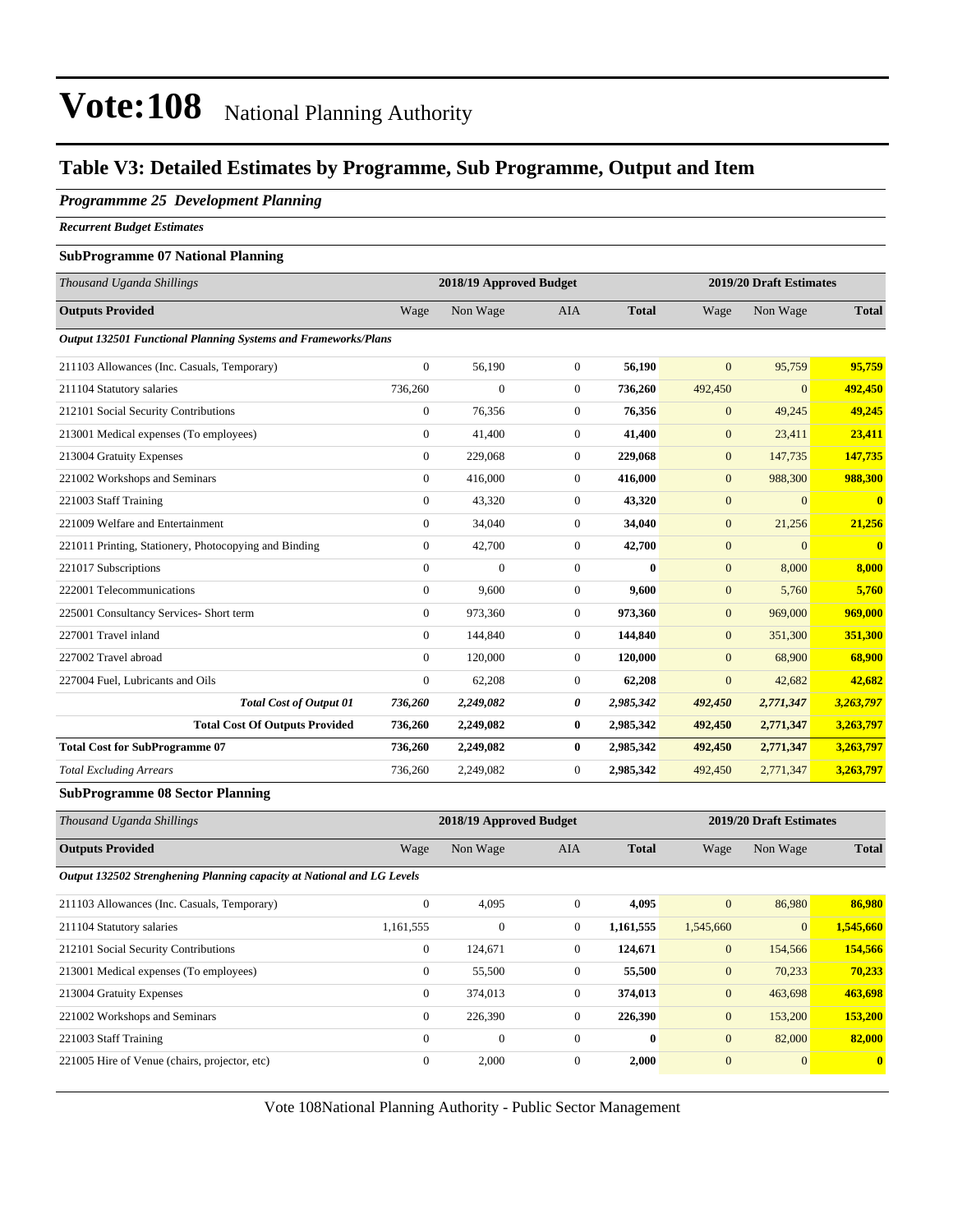# Vote:108 National Planning Authority

## Table V3: Detailed Estimates by Programme, Sub Programme, Output and Item

### *Programmme 25 Development Planning*

***Recurrent Budget Estimates***

#### SubProgramme 07 National Planning

| *Thousand Uganda Shillings* | 2018/19 Approved Budget | | | | 2019/20 Draft Estimates | | |
|---|---|---|---|---|---|---|---|
| **Outputs Provided** | Wage | Non Wage | AIA | **Total** | Wage | Non Wage | **Total** |
| ***Output 132501 Functional Planning Systems and Frameworks/Plans*** | | | | | | | |
| 211103 Allowances (Inc. Casuals, Temporary) | 0 | 56,190 | 0 | **56,190** | 0 | 95,759 | **95,759** |
| 211104 Statutory salaries | 736,260 | 0 | 0 | **736,260** | 492,450 | 0 | **492,450** |
| 212101 Social Security Contributions | 0 | 76,356 | 0 | **76,356** | 0 | 49,245 | **49,245** |
| 213001 Medical expenses (To employees) | 0 | 41,400 | 0 | **41,400** | 0 | 23,411 | **23,411** |
| 213004 Gratuity Expenses | 0 | 229,068 | 0 | **229,068** | 0 | 147,735 | **147,735** |
| 221002 Workshops and Seminars | 0 | 416,000 | 0 | **416,000** | 0 | 988,300 | **988,300** |
| 221003 Staff Training | 0 | 43,320 | 0 | **43,320** | 0 | 0 | **0** |
| 221009 Welfare and Entertainment | 0 | 34,040 | 0 | **34,040** | 0 | 21,256 | **21,256** |
| 221011 Printing, Stationery, Photocopying and Binding | 0 | 42,700 | 0 | **42,700** | 0 | 0 | **0** |
| 221017 Subscriptions | 0 | 0 | 0 | **0** | 0 | 8,000 | **8,000** |
| 222001 Telecommunications | 0 | 9,600 | 0 | **9,600** | 0 | 5,760 | **5,760** |
| 225001 Consultancy Services- Short term | 0 | 973,360 | 0 | **973,360** | 0 | 969,000 | **969,000** |
| 227001 Travel inland | 0 | 144,840 | 0 | **144,840** | 0 | 351,300 | **351,300** |
| 227002 Travel abroad | 0 | 120,000 | 0 | **120,000** | 0 | 68,900 | **68,900** |
| 227004 Fuel, Lubricants and Oils | 0 | 62,208 | 0 | **62,208** | 0 | 42,682 | **42,682** |
| ***Total Cost of Output 01*** | ***736,260*** | ***2,249,082*** | ***0*** | ***2,985,342*** | ***492,450*** | ***2,771,347*** | ***3,263,797*** |
| **Total Cost Of Outputs Provided** | **736,260** | **2,249,082** | **0** | **2,985,342** | **492,450** | **2,771,347** | **3,263,797** |
| **Total Cost for SubProgramme 07** | **736,260** | **2,249,082** | **0** | **2,985,342** | **492,450** | **2,771,347** | **3,263,797** |
| *Total Excluding Arrears* | 736,260 | 2,249,082 | 0 | **2,985,342** | 492,450 | 2,771,347 | **3,263,797** |

#### SubProgramme 08 Sector Planning

| *Thousand Uganda Shillings* | 2018/19 Approved Budget | | | | 2019/20 Draft Estimates | | |
|---|---|---|---|---|---|---|---|
| **Outputs Provided** | Wage | Non Wage | AIA | **Total** | Wage | Non Wage | **Total** |
| ***Output 132502 Strenghening Planning capacity at National and LG Levels*** | | | | | | | |
| 211103 Allowances (Inc. Casuals, Temporary) | 0 | 4,095 | 0 | **4,095** | 0 | 86,980 | **86,980** |
| 211104 Statutory salaries | 1,161,555 | 0 | 0 | **1,161,555** | 1,545,660 | 0 | **1,545,660** |
| 212101 Social Security Contributions | 0 | 124,671 | 0 | **124,671** | 0 | 154,566 | **154,566** |
| 213001 Medical expenses (To employees) | 0 | 55,500 | 0 | **55,500** | 0 | 70,233 | **70,233** |
| 213004 Gratuity Expenses | 0 | 374,013 | 0 | **374,013** | 0 | 463,698 | **463,698** |
| 221002 Workshops and Seminars | 0 | 226,390 | 0 | **226,390** | 0 | 153,200 | **153,200** |
| 221003 Staff Training | 0 | 0 | 0 | **0** | 0 | 82,000 | **82,000** |
| 221005 Hire of Venue (chairs, projector, etc) | 0 | 2,000 | 0 | **2,000** | 0 | 0 | **0** |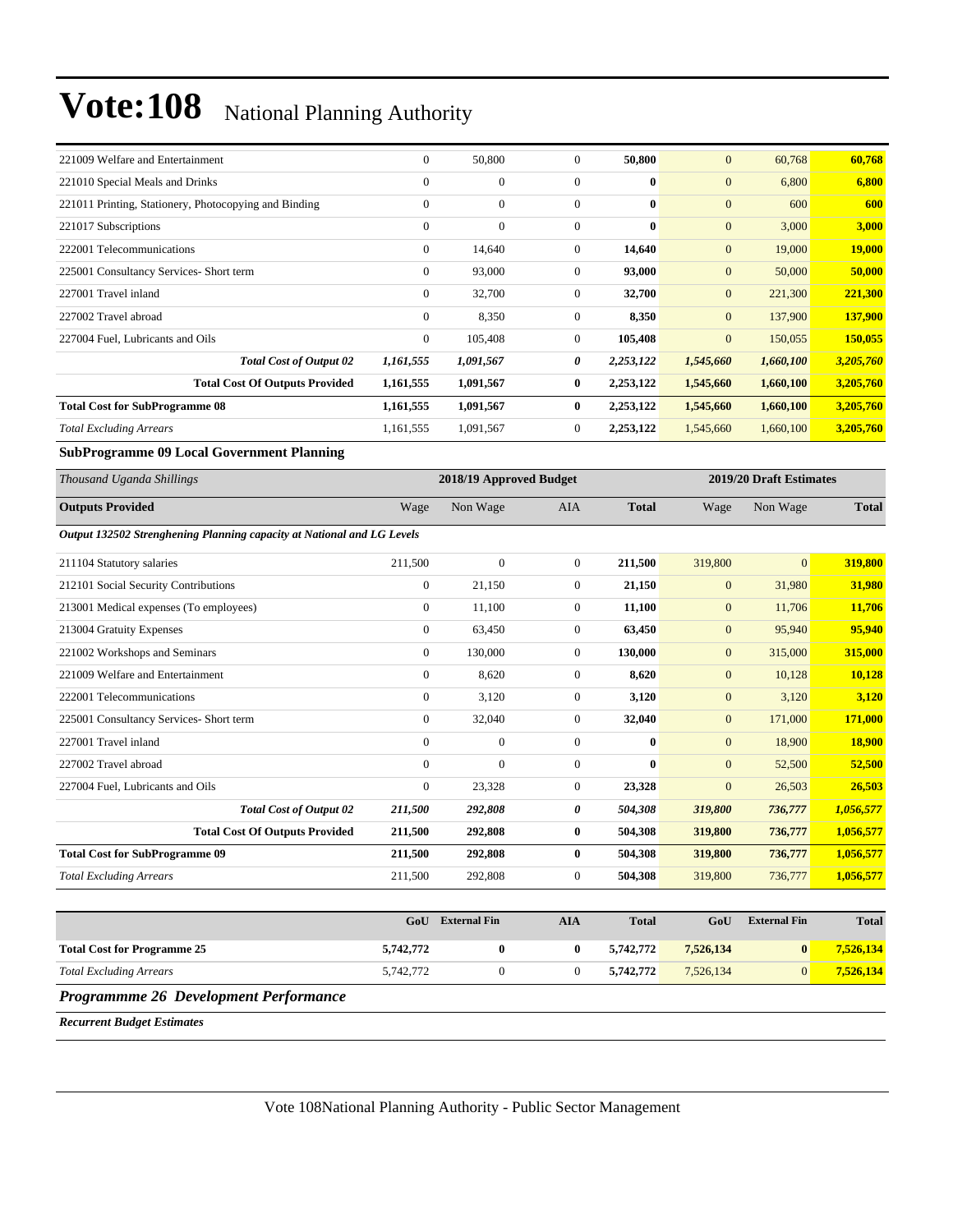| | | | | | | | |
|---|---|---|---|---|---|---|---|
| 221009 Welfare and Entertainment | 0 | 50,800 | 0 | **50,800** | 0 | 60,768 | **60,768** |
| 221010 Special Meals and Drinks | 0 | 0 | 0 | **0** | 0 | 6,800 | **6,800** |
| 221011 Printing, Stationery, Photocopying and Binding | 0 | 0 | 0 | **0** | 0 | 600 | **600** |
| 221017 Subscriptions | 0 | 0 | 0 | **0** | 0 | 3,000 | **3,000** |
| 222001 Telecommunications | 0 | 14,640 | 0 | **14,640** | 0 | 19,000 | **19,000** |
| 225001 Consultancy Services- Short term | 0 | 93,000 | 0 | **93,000** | 0 | 50,000 | **50,000** |
| 227001 Travel inland | 0 | 32,700 | 0 | **32,700** | 0 | 221,300 | **221,300** |
| 227002 Travel abroad | 0 | 8,350 | 0 | **8,350** | 0 | 137,900 | **137,900** |
| 227004 Fuel, Lubricants and Oils | 0 | 105,408 | 0 | **105,408** | 0 | 150,055 | **150,055** |
| ***Total Cost of Output 02*** | ***1,161,555*** | ***1,091,567*** | ***0*** | ***2,253,122*** | ***1,545,660*** | ***1,660,100*** | ***3,205,760*** |
| **Total Cost Of Outputs Provided** | **1,161,555** | **1,091,567** | **0** | **2,253,122** | **1,545,660** | **1,660,100** | **3,205,760** |
| **Total Cost for SubProgramme 08** | **1,161,555** | **1,091,567** | **0** | **2,253,122** | **1,545,660** | **1,660,100** | **3,205,760** |
| *Total Excluding Arrears* | 1,161,555 | 1,091,567 | 0 | **2,253,122** | 1,545,660 | 1,660,100 | **3,205,760** |

**SubProgramme 09 Local Government Planning**

| *Thousand Uganda Shillings* | 2018/19 Approved Budget | | | | 2019/20 Draft Estimates | | |
|---|---|---|---|---|---|---|---|
| **Outputs Provided** | Wage | Non Wage | AIA | **Total** | Wage | Non Wage | **Total** |
| ***Output 132502 Strenghening Planning capacity at National and LG Levels*** | | | | | | | |
| 211104 Statutory salaries | 211,500 | 0 | 0 | **211,500** | 319,800 | 0 | **319,800** |
| 212101 Social Security Contributions | 0 | 21,150 | 0 | **21,150** | 0 | 31,980 | **31,980** |
| 213001 Medical expenses (To employees) | 0 | 11,100 | 0 | **11,100** | 0 | 11,706 | **11,706** |
| 213004 Gratuity Expenses | 0 | 63,450 | 0 | **63,450** | 0 | 95,940 | **95,940** |
| 221002 Workshops and Seminars | 0 | 130,000 | 0 | **130,000** | 0 | 315,000 | **315,000** |
| 221009 Welfare and Entertainment | 0 | 8,620 | 0 | **8,620** | 0 | 10,128 | **10,128** |
| 222001 Telecommunications | 0 | 3,120 | 0 | **3,120** | 0 | 3,120 | **3,120** |
| 225001 Consultancy Services- Short term | 0 | 32,040 | 0 | **32,040** | 0 | 171,000 | **171,000** |
| 227001 Travel inland | 0 | 0 | 0 | **0** | 0 | 18,900 | **18,900** |
| 227002 Travel abroad | 0 | 0 | 0 | **0** | 0 | 52,500 | **52,500** |
| 227004 Fuel, Lubricants and Oils | 0 | 23,328 | 0 | **23,328** | 0 | 26,503 | **26,503** |
| ***Total Cost of Output 02*** | ***211,500*** | ***292,808*** | ***0*** | ***504,308*** | ***319,800*** | ***736,777*** | ***1,056,577*** |
| **Total Cost Of Outputs Provided** | **211,500** | **292,808** | **0** | **504,308** | **319,800** | **736,777** | **1,056,577** |
| **Total Cost for SubProgramme 09** | **211,500** | **292,808** | **0** | **504,308** | **319,800** | **736,777** | **1,056,577** |
| *Total Excluding Arrears* | 211,500 | 292,808 | 0 | **504,308** | 319,800 | 736,777 | **1,056,577** |

| | GoU | External Fin | AIA | Total | GoU | External Fin | Total |
|---|---|---|---|---|---|---|---|
| **Total Cost for Programme 25** | **5,742,772** | **0** | **0** | **5,742,772** | **7,526,134** | **0** | **7,526,134** |
| *Total Excluding Arrears* | 5,742,772 | 0 | 0 | **5,742,772** | 7,526,134 | 0 | **7,526,134** |

### *Programmme 26 Development Performance*

***Recurrent Budget Estimates***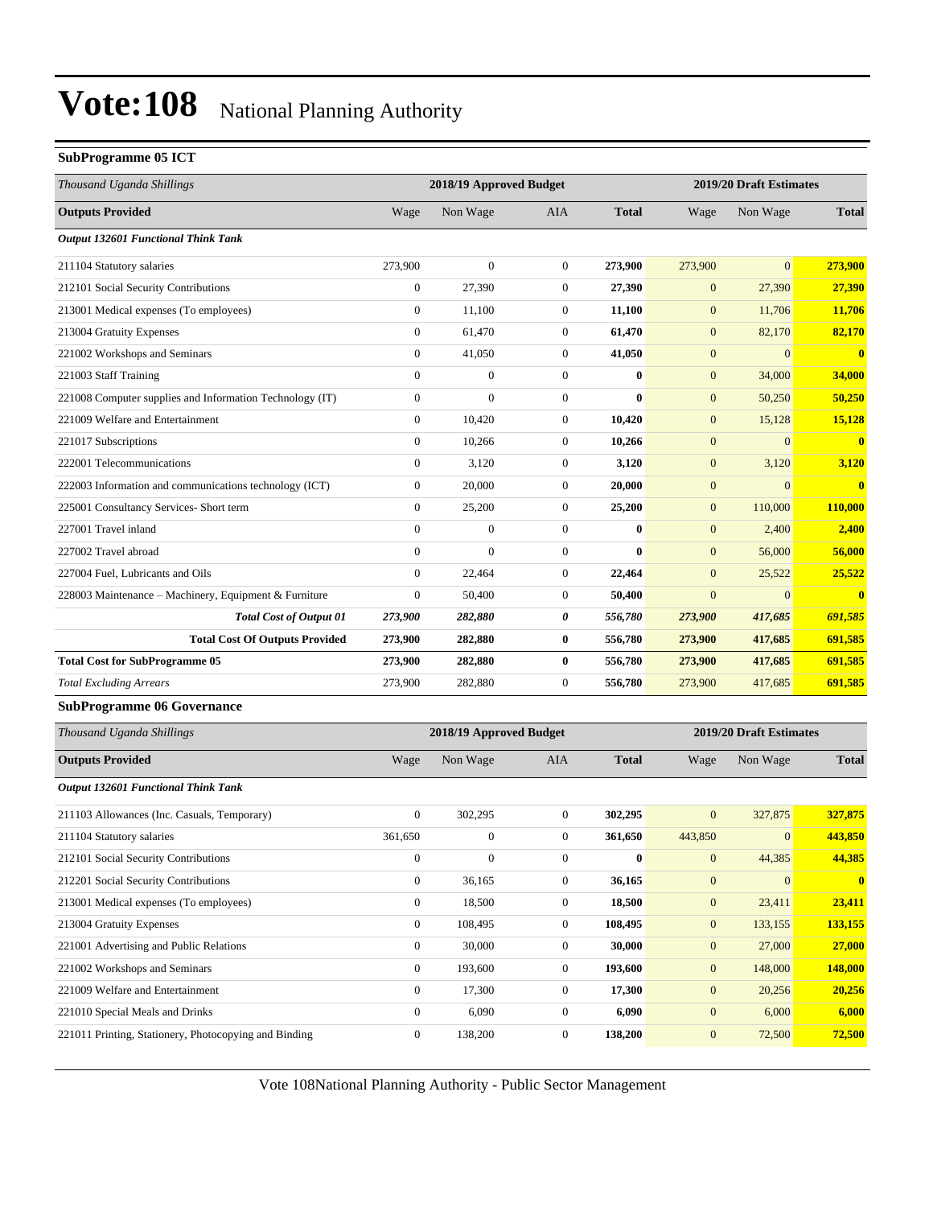# Vote:108 National Planning Authority

## SubProgramme 05 ICT

| Thousand Uganda Shillings | 2018/19 Approved Budget | | | | 2019/20 Draft Estimates | | |
|---|---|---|---|---|---|---|---|
| **Outputs Provided** | Wage | Non Wage | AIA | **Total** | Wage | Non Wage | **Total** |
| ***Output 132601 Functional Think Tank*** | | | | | | | |
| 211104 Statutory salaries | 273,900 | 0 | 0 | **273,900** | 273,900 | 0 | **273,900** |
| 212101 Social Security Contributions | 0 | 27,390 | 0 | **27,390** | 0 | 27,390 | **27,390** |
| 213001 Medical expenses (To employees) | 0 | 11,100 | 0 | **11,100** | 0 | 11,706 | **11,706** |
| 213004 Gratuity Expenses | 0 | 61,470 | 0 | **61,470** | 0 | 82,170 | **82,170** |
| 221002 Workshops and Seminars | 0 | 41,050 | 0 | **41,050** | 0 | 0 | **0** |
| 221003 Staff Training | 0 | 0 | 0 | **0** | 0 | 34,000 | **34,000** |
| 221008 Computer supplies and Information Technology (IT) | 0 | 0 | 0 | **0** | 0 | 50,250 | **50,250** |
| 221009 Welfare and Entertainment | 0 | 10,420 | 0 | **10,420** | 0 | 15,128 | **15,128** |
| 221017 Subscriptions | 0 | 10,266 | 0 | **10,266** | 0 | 0 | **0** |
| 222001 Telecommunications | 0 | 3,120 | 0 | **3,120** | 0 | 3,120 | **3,120** |
| 222003 Information and communications technology (ICT) | 0 | 20,000 | 0 | **20,000** | 0 | 0 | **0** |
| 225001 Consultancy Services- Short term | 0 | 25,200 | 0 | **25,200** | 0 | 110,000 | **110,000** |
| 227001 Travel inland | 0 | 0 | 0 | **0** | 0 | 2,400 | **2,400** |
| 227002 Travel abroad | 0 | 0 | 0 | **0** | 0 | 56,000 | **56,000** |
| 227004 Fuel, Lubricants and Oils | 0 | 22,464 | 0 | **22,464** | 0 | 25,522 | **25,522** |
| 228003 Maintenance – Machinery, Equipment & Furniture | 0 | 50,400 | 0 | **50,400** | 0 | 0 | **0** |
| ***Total Cost of Output 01*** | ***273,900*** | ***282,880*** | ***0*** | ***556,780*** | ***273,900*** | ***417,685*** | ***691,585*** |
| **Total Cost Of Outputs Provided** | **273,900** | **282,880** | **0** | **556,780** | **273,900** | **417,685** | **691,585** |
| **Total Cost for SubProgramme 05** | **273,900** | **282,880** | **0** | **556,780** | **273,900** | **417,685** | **691,585** |
| *Total Excluding Arrears* | 273,900 | 282,880 | 0 | **556,780** | 273,900 | 417,685 | **691,585** |

## SubProgramme 06 Governance

| Thousand Uganda Shillings | 2018/19 Approved Budget | | | | 2019/20 Draft Estimates | | |
|---|---|---|---|---|---|---|---|
| **Outputs Provided** | Wage | Non Wage | AIA | **Total** | Wage | Non Wage | **Total** |
| ***Output 132601 Functional Think Tank*** | | | | | | | |
| 211103 Allowances (Inc. Casuals, Temporary) | 0 | 302,295 | 0 | **302,295** | 0 | 327,875 | **327,875** |
| 211104 Statutory salaries | 361,650 | 0 | 0 | **361,650** | 443,850 | 0 | **443,850** |
| 212101 Social Security Contributions | 0 | 0 | 0 | **0** | 0 | 44,385 | **44,385** |
| 212201 Social Security Contributions | 0 | 36,165 | 0 | **36,165** | 0 | 0 | **0** |
| 213001 Medical expenses (To employees) | 0 | 18,500 | 0 | **18,500** | 0 | 23,411 | **23,411** |
| 213004 Gratuity Expenses | 0 | 108,495 | 0 | **108,495** | 0 | 133,155 | **133,155** |
| 221001 Advertising and Public Relations | 0 | 30,000 | 0 | **30,000** | 0 | 27,000 | **27,000** |
| 221002 Workshops and Seminars | 0 | 193,600 | 0 | **193,600** | 0 | 148,000 | **148,000** |
| 221009 Welfare and Entertainment | 0 | 17,300 | 0 | **17,300** | 0 | 20,256 | **20,256** |
| 221010 Special Meals and Drinks | 0 | 6,090 | 0 | **6,090** | 0 | 6,000 | **6,000** |
| 221011 Printing, Stationery, Photocopying and Binding | 0 | 138,200 | 0 | **138,200** | 0 | 72,500 | **72,500** |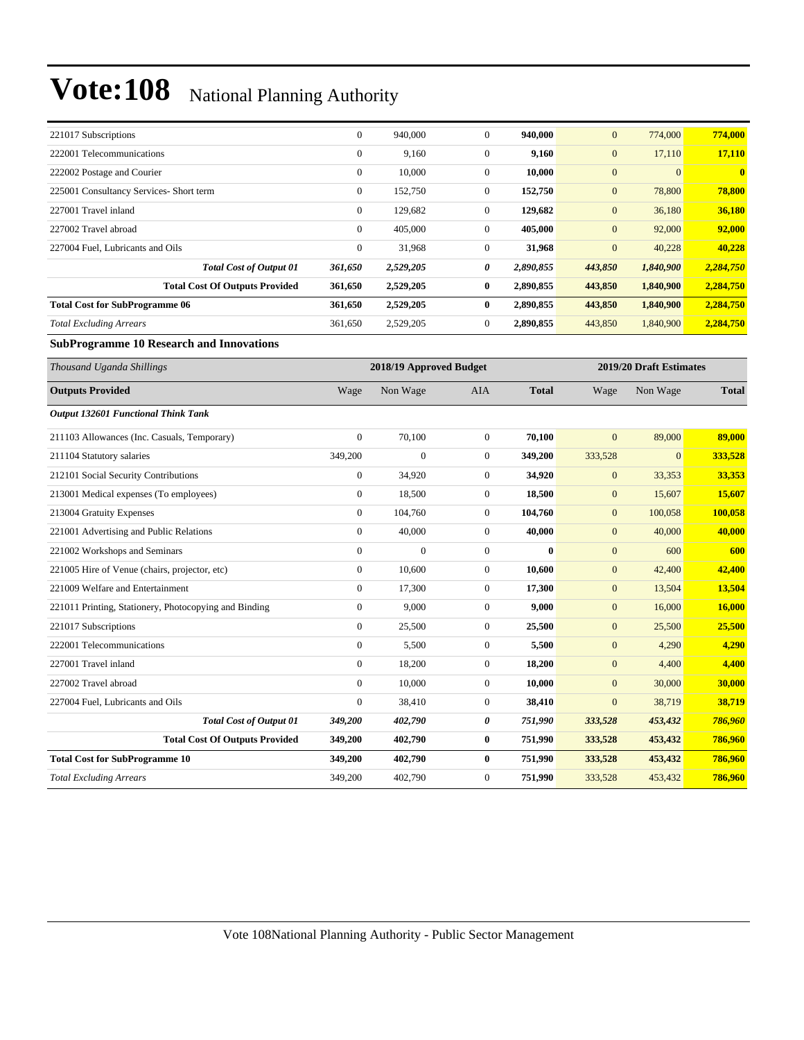| | | | | | | | |
|---|---|---|---|---|---|---|---|
| 221017 Subscriptions | 0 | 940,000 | 0 | **940,000** | 0 | 774,000 | **774,000** |
| 222001 Telecommunications | 0 | 9,160 | 0 | **9,160** | 0 | 17,110 | **17,110** |
| 222002 Postage and Courier | 0 | 10,000 | 0 | **10,000** | 0 | 0 | **0** |
| 225001 Consultancy Services- Short term | 0 | 152,750 | 0 | **152,750** | 0 | 78,800 | **78,800** |
| 227001 Travel inland | 0 | 129,682 | 0 | **129,682** | 0 | 36,180 | **36,180** |
| 227002 Travel abroad | 0 | 405,000 | 0 | **405,000** | 0 | 92,000 | **92,000** |
| 227004 Fuel, Lubricants and Oils | 0 | 31,968 | 0 | **31,968** | 0 | 40,228 | **40,228** |
| ***Total Cost of Output 01*** | ***361,650*** | ***2,529,205*** | ***0*** | ***2,890,855*** | ***443,850*** | ***1,840,900*** | ***2,284,750*** |
| **Total Cost Of Outputs Provided** | **361,650** | **2,529,205** | **0** | **2,890,855** | **443,850** | **1,840,900** | **2,284,750** |
| **Total Cost for SubProgramme 06** | **361,650** | **2,529,205** | **0** | **2,890,855** | **443,850** | **1,840,900** | **2,284,750** |
| *Total Excluding Arrears* | 361,650 | 2,529,205 | 0 | **2,890,855** | 443,850 | 1,840,900 | **2,284,750** |

**SubProgramme 10 Research and Innovations**

| *Thousand Uganda Shillings* | 2018/19 Approved Budget | | | | 2019/20 Draft Estimates | | |
|---|---|---|---|---|---|---|---|
| **Outputs Provided** | Wage | Non Wage | AIA | **Total** | Wage | Non Wage | **Total** |
| ***Output 132601 Functional Think Tank*** | | | | | | | |
| 211103 Allowances (Inc. Casuals, Temporary) | 0 | 70,100 | 0 | **70,100** | 0 | 89,000 | **89,000** |
| 211104 Statutory salaries | 349,200 | 0 | 0 | **349,200** | 333,528 | 0 | **333,528** |
| 212101 Social Security Contributions | 0 | 34,920 | 0 | **34,920** | 0 | 33,353 | **33,353** |
| 213001 Medical expenses (To employees) | 0 | 18,500 | 0 | **18,500** | 0 | 15,607 | **15,607** |
| 213004 Gratuity Expenses | 0 | 104,760 | 0 | **104,760** | 0 | 100,058 | **100,058** |
| 221001 Advertising and Public Relations | 0 | 40,000 | 0 | **40,000** | 0 | 40,000 | **40,000** |
| 221002 Workshops and Seminars | 0 | 0 | 0 | **0** | 0 | 600 | **600** |
| 221005 Hire of Venue (chairs, projector, etc) | 0 | 10,600 | 0 | **10,600** | 0 | 42,400 | **42,400** |
| 221009 Welfare and Entertainment | 0 | 17,300 | 0 | **17,300** | 0 | 13,504 | **13,504** |
| 221011 Printing, Stationery, Photocopying and Binding | 0 | 9,000 | 0 | **9,000** | 0 | 16,000 | **16,000** |
| 221017 Subscriptions | 0 | 25,500 | 0 | **25,500** | 0 | 25,500 | **25,500** |
| 222001 Telecommunications | 0 | 5,500 | 0 | **5,500** | 0 | 4,290 | **4,290** |
| 227001 Travel inland | 0 | 18,200 | 0 | **18,200** | 0 | 4,400 | **4,400** |
| 227002 Travel abroad | 0 | 10,000 | 0 | **10,000** | 0 | 30,000 | **30,000** |
| 227004 Fuel, Lubricants and Oils | 0 | 38,410 | 0 | **38,410** | 0 | 38,719 | **38,719** |
| ***Total Cost of Output 01*** | ***349,200*** | ***402,790*** | ***0*** | ***751,990*** | ***333,528*** | ***453,432*** | ***786,960*** |
| **Total Cost Of Outputs Provided** | **349,200** | **402,790** | **0** | **751,990** | **333,528** | **453,432** | **786,960** |
| **Total Cost for SubProgramme 10** | **349,200** | **402,790** | **0** | **751,990** | **333,528** | **453,432** | **786,960** |
| *Total Excluding Arrears* | 349,200 | 402,790 | 0 | **751,990** | 333,528 | 453,432 | **786,960** |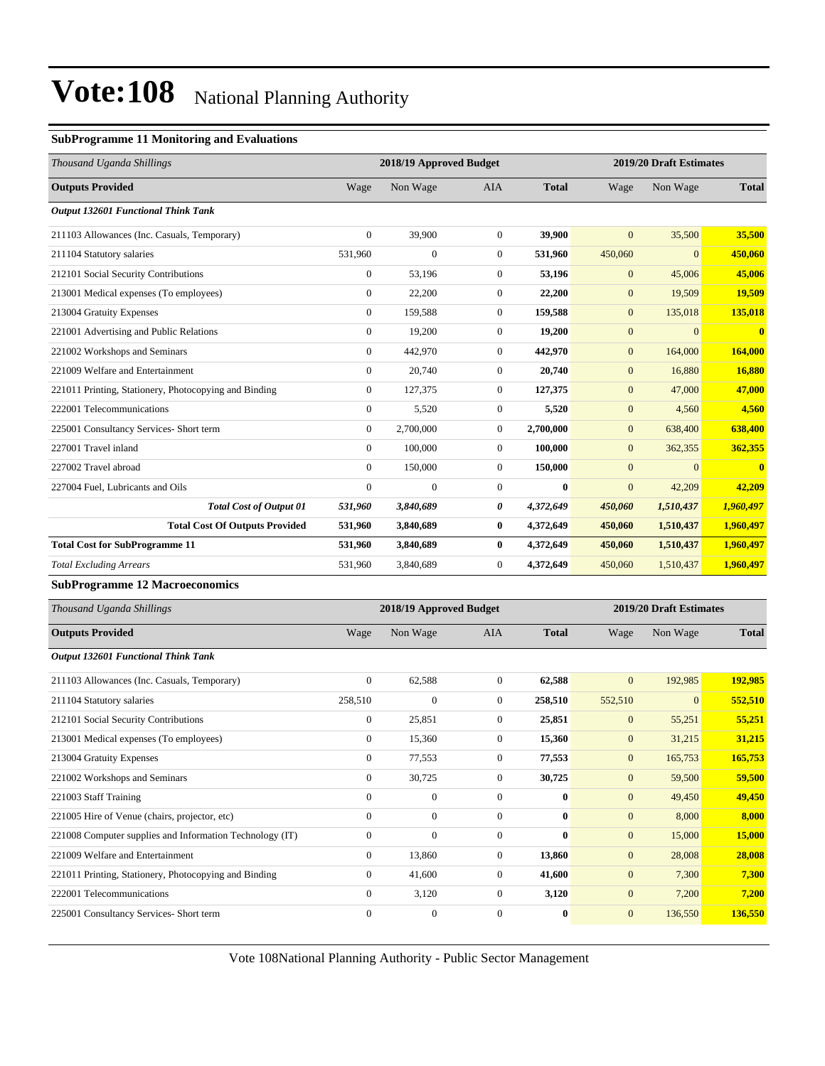# Vote:108 National Planning Authority

### SubProgramme 11 Monitoring and Evaluations

| *Thousand Uganda Shillings* | 2018/19 Approved Budget | | | | 2019/20 Draft Estimates | | |
|---|---|---|---|---|---|---|---|
| **Outputs Provided** | Wage | Non Wage | AIA | **Total** | Wage | Non Wage | **Total** |
| ***Output 132601 Functional Think Tank*** | | | | | | | |
| 211103 Allowances (Inc. Casuals, Temporary) | 0 | 39,900 | 0 | **39,900** | 0 | 35,500 | **35,500** |
| 211104 Statutory salaries | 531,960 | 0 | 0 | **531,960** | 450,060 | 0 | **450,060** |
| 212101 Social Security Contributions | 0 | 53,196 | 0 | **53,196** | 0 | 45,006 | **45,006** |
| 213001 Medical expenses (To employees) | 0 | 22,200 | 0 | **22,200** | 0 | 19,509 | **19,509** |
| 213004 Gratuity Expenses | 0 | 159,588 | 0 | **159,588** | 0 | 135,018 | **135,018** |
| 221001 Advertising and Public Relations | 0 | 19,200 | 0 | **19,200** | 0 | 0 | **0** |
| 221002 Workshops and Seminars | 0 | 442,970 | 0 | **442,970** | 0 | 164,000 | **164,000** |
| 221009 Welfare and Entertainment | 0 | 20,740 | 0 | **20,740** | 0 | 16,880 | **16,880** |
| 221011 Printing, Stationery, Photocopying and Binding | 0 | 127,375 | 0 | **127,375** | 0 | 47,000 | **47,000** |
| 222001 Telecommunications | 0 | 5,520 | 0 | **5,520** | 0 | 4,560 | **4,560** |
| 225001 Consultancy Services- Short term | 0 | 2,700,000 | 0 | **2,700,000** | 0 | 638,400 | **638,400** |
| 227001 Travel inland | 0 | 100,000 | 0 | **100,000** | 0 | 362,355 | **362,355** |
| 227002 Travel abroad | 0 | 150,000 | 0 | **150,000** | 0 | 0 | **0** |
| 227004 Fuel, Lubricants and Oils | 0 | 0 | 0 | **0** | 0 | 42,209 | **42,209** |
| ***Total Cost of Output 01*** | ***531,960*** | ***3,840,689*** | ***0*** | ***4,372,649*** | ***450,060*** | ***1,510,437*** | ***1,960,497*** |
| **Total Cost Of Outputs Provided** | **531,960** | **3,840,689** | **0** | **4,372,649** | **450,060** | **1,510,437** | **1,960,497** |
| **Total Cost for SubProgramme 11** | **531,960** | **3,840,689** | **0** | **4,372,649** | **450,060** | **1,510,437** | **1,960,497** |
| *Total Excluding Arrears* | 531,960 | 3,840,689 | 0 | **4,372,649** | 450,060 | 1,510,437 | **1,960,497** |

### SubProgramme 12 Macroeconomics

| *Thousand Uganda Shillings* | 2018/19 Approved Budget | | | | 2019/20 Draft Estimates | | |
|---|---|---|---|---|---|---|---|
| **Outputs Provided** | Wage | Non Wage | AIA | **Total** | Wage | Non Wage | **Total** |
| ***Output 132601 Functional Think Tank*** | | | | | | | |
| 211103 Allowances (Inc. Casuals, Temporary) | 0 | 62,588 | 0 | **62,588** | 0 | 192,985 | **192,985** |
| 211104 Statutory salaries | 258,510 | 0 | 0 | **258,510** | 552,510 | 0 | **552,510** |
| 212101 Social Security Contributions | 0 | 25,851 | 0 | **25,851** | 0 | 55,251 | **55,251** |
| 213001 Medical expenses (To employees) | 0 | 15,360 | 0 | **15,360** | 0 | 31,215 | **31,215** |
| 213004 Gratuity Expenses | 0 | 77,553 | 0 | **77,553** | 0 | 165,753 | **165,753** |
| 221002 Workshops and Seminars | 0 | 30,725 | 0 | **30,725** | 0 | 59,500 | **59,500** |
| 221003 Staff Training | 0 | 0 | 0 | **0** | 0 | 49,450 | **49,450** |
| 221005 Hire of Venue (chairs, projector, etc) | 0 | 0 | 0 | **0** | 0 | 8,000 | **8,000** |
| 221008 Computer supplies and Information Technology (IT) | 0 | 0 | 0 | **0** | 0 | 15,000 | **15,000** |
| 221009 Welfare and Entertainment | 0 | 13,860 | 0 | **13,860** | 0 | 28,008 | **28,008** |
| 221011 Printing, Stationery, Photocopying and Binding | 0 | 41,600 | 0 | **41,600** | 0 | 7,300 | **7,300** |
| 222001 Telecommunications | 0 | 3,120 | 0 | **3,120** | 0 | 7,200 | **7,200** |
| 225001 Consultancy Services- Short term | 0 | 0 | 0 | **0** | 0 | 136,550 | **136,550** |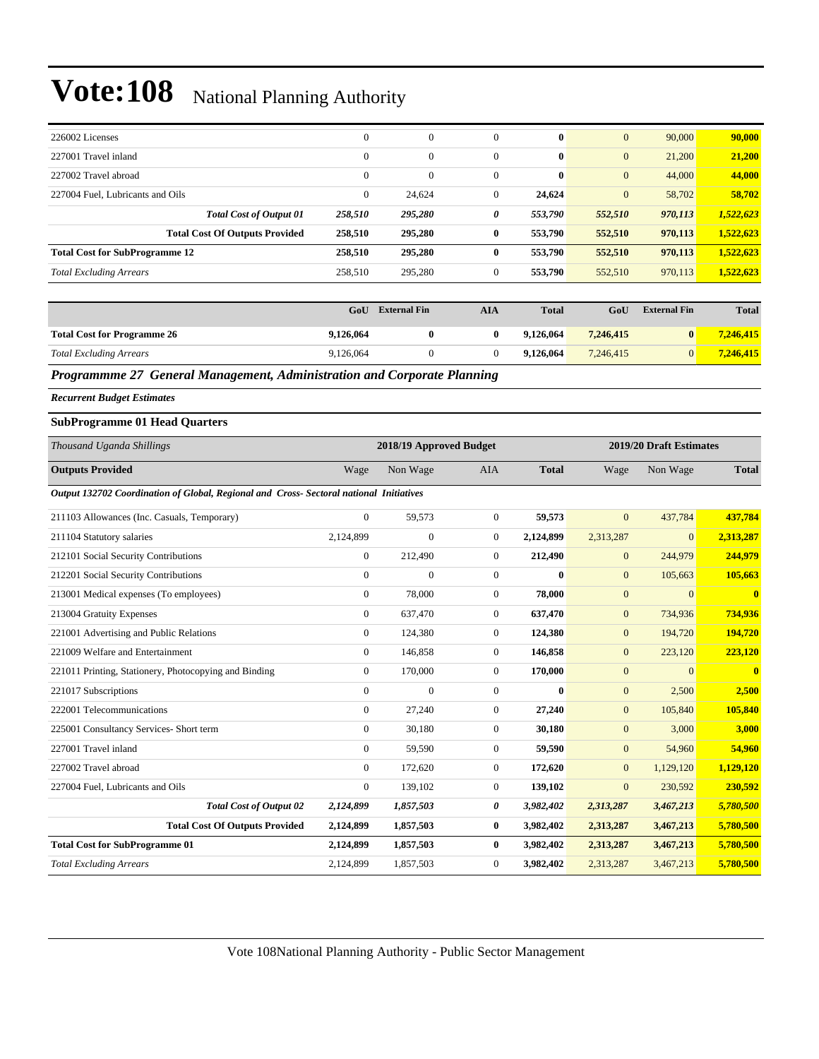| | | | | | | | |
|---|---|---|---|---|---|---|---|
| 226002 Licenses | 0 | 0 | 0 | **0** | 0 | 90,000 | **90,000** |
| 227001 Travel inland | 0 | 0 | 0 | **0** | 0 | 21,200 | **21,200** |
| 227002 Travel abroad | 0 | 0 | 0 | **0** | 0 | 44,000 | **44,000** |
| 227004 Fuel, Lubricants and Oils | 0 | 24,624 | 0 | **24,624** | 0 | 58,702 | **58,702** |
| ***Total Cost of Output 01*** | ***258,510*** | ***295,280*** | ***0*** | ***553,790*** | ***552,510*** | ***970,113*** | ***1,522,623*** |
| **Total Cost Of Outputs Provided** | **258,510** | **295,280** | **0** | **553,790** | **552,510** | **970,113** | **1,522,623** |
| **Total Cost for SubProgramme 12** | **258,510** | **295,280** | **0** | **553,790** | **552,510** | **970,113** | **1,522,623** |
| *Total Excluding Arrears* | 258,510 | 295,280 | 0 | **553,790** | 552,510 | 970,113 | **1,522,623** |

| | GoU | External Fin | AIA | Total | GoU | External Fin | Total |
|---|---|---|---|---|---|---|---|
| **Total Cost for Programme 26** | **9,126,064** | **0** | **0** | **9,126,064** | **7,246,415** | **0** | **7,246,415** |
| *Total Excluding Arrears* | 9,126,064 | 0 | 0 | **9,126,064** | 7,246,415 | 0 | **7,246,415** |

## *Programmme 27 General Management, Administration and Corporate Planning*

***Recurrent Budget Estimates***

### SubProgramme 01 Head Quarters

| *Thousand Uganda Shillings* | 2018/19 Approved Budget | | | | 2019/20 Draft Estimates | | |
|---|---|---|---|---|---|---|---|
| **Outputs Provided** | Wage | Non Wage | AIA | **Total** | Wage | Non Wage | **Total** |
| ***Output 132702 Coordination of Global, Regional and Cross- Sectoral national Initiatives*** | | | | | | | |
| 211103 Allowances (Inc. Casuals, Temporary) | 0 | 59,573 | 0 | **59,573** | 0 | 437,784 | **437,784** |
| 211104 Statutory salaries | 2,124,899 | 0 | 0 | **2,124,899** | 2,313,287 | 0 | **2,313,287** |
| 212101 Social Security Contributions | 0 | 212,490 | 0 | **212,490** | 0 | 244,979 | **244,979** |
| 212201 Social Security Contributions | 0 | 0 | 0 | **0** | 0 | 105,663 | **105,663** |
| 213001 Medical expenses (To employees) | 0 | 78,000 | 0 | **78,000** | 0 | 0 | **0** |
| 213004 Gratuity Expenses | 0 | 637,470 | 0 | **637,470** | 0 | 734,936 | **734,936** |
| 221001 Advertising and Public Relations | 0 | 124,380 | 0 | **124,380** | 0 | 194,720 | **194,720** |
| 221009 Welfare and Entertainment | 0 | 146,858 | 0 | **146,858** | 0 | 223,120 | **223,120** |
| 221011 Printing, Stationery, Photocopying and Binding | 0 | 170,000 | 0 | **170,000** | 0 | 0 | **0** |
| 221017 Subscriptions | 0 | 0 | 0 | **0** | 0 | 2,500 | **2,500** |
| 222001 Telecommunications | 0 | 27,240 | 0 | **27,240** | 0 | 105,840 | **105,840** |
| 225001 Consultancy Services- Short term | 0 | 30,180 | 0 | **30,180** | 0 | 3,000 | **3,000** |
| 227001 Travel inland | 0 | 59,590 | 0 | **59,590** | 0 | 54,960 | **54,960** |
| 227002 Travel abroad | 0 | 172,620 | 0 | **172,620** | 0 | 1,129,120 | **1,129,120** |
| 227004 Fuel, Lubricants and Oils | 0 | 139,102 | 0 | **139,102** | 0 | 230,592 | **230,592** |
| ***Total Cost of Output 02*** | ***2,124,899*** | ***1,857,503*** | ***0*** | ***3,982,402*** | ***2,313,287*** | ***3,467,213*** | ***5,780,500*** |
| **Total Cost Of Outputs Provided** | **2,124,899** | **1,857,503** | **0** | **3,982,402** | **2,313,287** | **3,467,213** | **5,780,500** |
| **Total Cost for SubProgramme 01** | **2,124,899** | **1,857,503** | **0** | **3,982,402** | **2,313,287** | **3,467,213** | **5,780,500** |
| *Total Excluding Arrears* | 2,124,899 | 1,857,503 | 0 | **3,982,402** | 2,313,287 | 3,467,213 | **5,780,500** |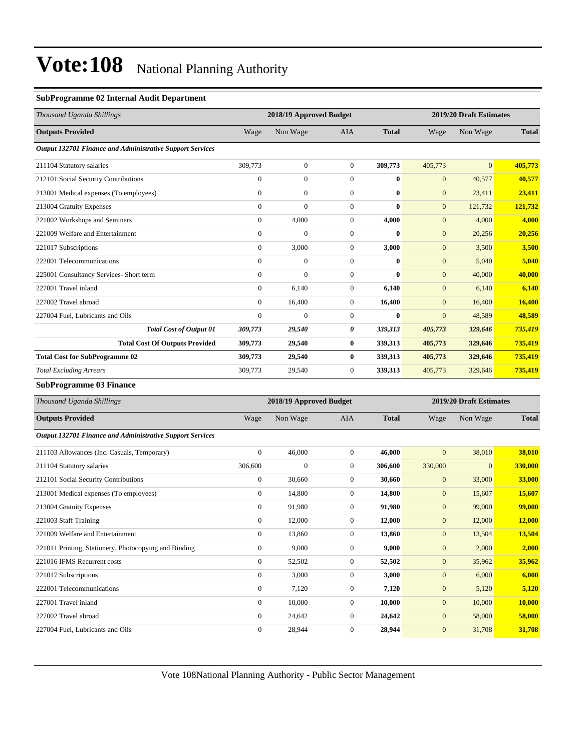# Vote:108 National Planning Authority

### SubProgramme 02 Internal Audit Department

| *Thousand Uganda Shillings* | 2018/19 Approved Budget | | | | 2019/20 Draft Estimates | | |
|---|---|---|---|---|---|---|---|
| **Outputs Provided** | Wage | Non Wage | AIA | **Total** | Wage | Non Wage | **Total** |
| ***Output 132701 Finance and Administrative Support Services*** | | | | | | | |
| 211104 Statutory salaries | 309,773 | 0 | 0 | **309,773** | 405,773 | 0 | **405,773** |
| 212101 Social Security Contributions | 0 | 0 | 0 | **0** | 0 | 40,577 | **40,577** |
| 213001 Medical expenses (To employees) | 0 | 0 | 0 | **0** | 0 | 23,411 | **23,411** |
| 213004 Gratuity Expenses | 0 | 0 | 0 | **0** | 0 | 121,732 | **121,732** |
| 221002 Workshops and Seminars | 0 | 4,000 | 0 | **4,000** | 0 | 4,000 | **4,000** |
| 221009 Welfare and Entertainment | 0 | 0 | 0 | **0** | 0 | 20,256 | **20,256** |
| 221017 Subscriptions | 0 | 3,000 | 0 | **3,000** | 0 | 3,500 | **3,500** |
| 222001 Telecommunications | 0 | 0 | 0 | **0** | 0 | 5,040 | **5,040** |
| 225001 Consultancy Services- Short term | 0 | 0 | 0 | **0** | 0 | 40,000 | **40,000** |
| 227001 Travel inland | 0 | 6,140 | 0 | **6,140** | 0 | 6,140 | **6,140** |
| 227002 Travel abroad | 0 | 16,400 | 0 | **16,400** | 0 | 16,400 | **16,400** |
| 227004 Fuel, Lubricants and Oils | 0 | 0 | 0 | **0** | 0 | 48,589 | **48,589** |
| ***Total Cost of Output 01*** | ***309,773*** | ***29,540*** | ***0*** | ***339,313*** | ***405,773*** | ***329,646*** | ***735,419*** |
| **Total Cost Of Outputs Provided** | **309,773** | **29,540** | **0** | **339,313** | **405,773** | **329,646** | **735,419** |
| **Total Cost for SubProgramme 02** | **309,773** | **29,540** | **0** | **339,313** | **405,773** | **329,646** | **735,419** |
| *Total Excluding Arrears* | 309,773 | 29,540 | 0 | **339,313** | 405,773 | 329,646 | **735,419** |

### SubProgramme 03 Finance

| *Thousand Uganda Shillings* | 2018/19 Approved Budget | | | | 2019/20 Draft Estimates | | |
|---|---|---|---|---|---|---|---|
| **Outputs Provided** | Wage | Non Wage | AIA | **Total** | Wage | Non Wage | **Total** |
| ***Output 132701 Finance and Administrative Support Services*** | | | | | | | |
| 211103 Allowances (Inc. Casuals, Temporary) | 0 | 46,000 | 0 | **46,000** | 0 | 38,010 | **38,010** |
| 211104 Statutory salaries | 306,600 | 0 | 0 | **306,600** | 330,000 | 0 | **330,000** |
| 212101 Social Security Contributions | 0 | 30,660 | 0 | **30,660** | 0 | 33,000 | **33,000** |
| 213001 Medical expenses (To employees) | 0 | 14,800 | 0 | **14,800** | 0 | 15,607 | **15,607** |
| 213004 Gratuity Expenses | 0 | 91,980 | 0 | **91,980** | 0 | 99,000 | **99,000** |
| 221003 Staff Training | 0 | 12,000 | 0 | **12,000** | 0 | 12,000 | **12,000** |
| 221009 Welfare and Entertainment | 0 | 13,860 | 0 | **13,860** | 0 | 13,504 | **13,504** |
| 221011 Printing, Stationery, Photocopying and Binding | 0 | 9,000 | 0 | **9,000** | 0 | 2,000 | **2,000** |
| 221016 IFMS Recurrent costs | 0 | 52,502 | 0 | **52,502** | 0 | 35,962 | **35,962** |
| 221017 Subscriptions | 0 | 3,000 | 0 | **3,000** | 0 | 6,000 | **6,000** |
| 222001 Telecommunications | 0 | 7,120 | 0 | **7,120** | 0 | 5,120 | **5,120** |
| 227001 Travel inland | 0 | 10,000 | 0 | **10,000** | 0 | 10,000 | **10,000** |
| 227002 Travel abroad | 0 | 24,642 | 0 | **24,642** | 0 | 58,000 | **58,000** |
| 227004 Fuel, Lubricants and Oils | 0 | 28,944 | 0 | **28,944** | 0 | 31,708 | **31,708** |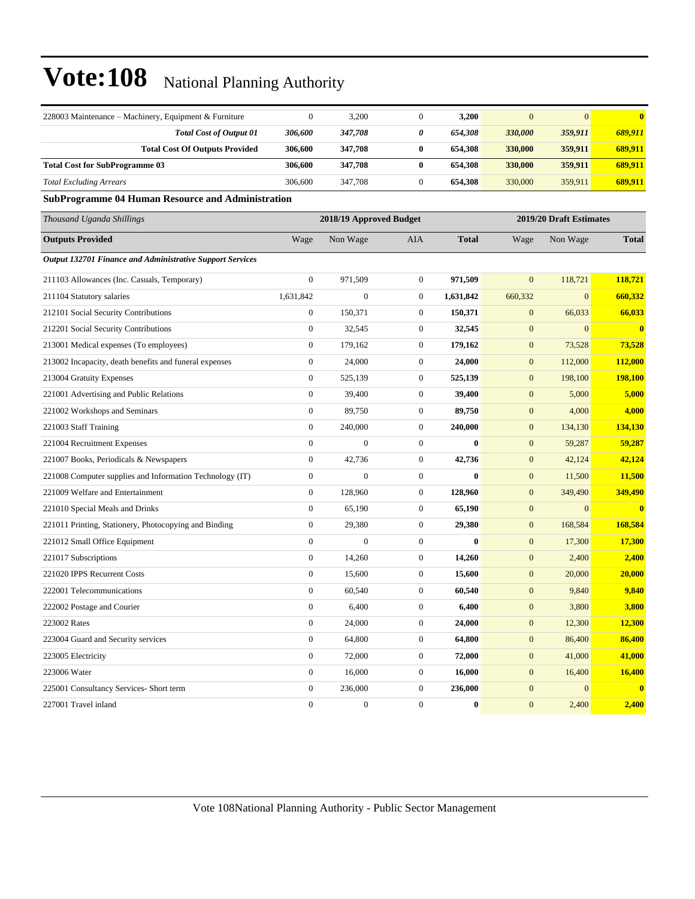# Vote:108 National Planning Authority

| | | | | | | | |
|---|---|---|---|---|---|---|---|
| 228003 Maintenance – Machinery, Equipment & Furniture | 0 | 3,200 | 0 | **3,200** | 0 | 0 | **0** |
| ***Total Cost of Output 01*** | ***306,600*** | ***347,708*** | ***0*** | ***654,308*** | ***330,000*** | ***359,911*** | ***689,911*** |
| **Total Cost Of Outputs Provided** | **306,600** | **347,708** | **0** | **654,308** | **330,000** | **359,911** | **689,911** |
| **Total Cost for SubProgramme 03** | **306,600** | **347,708** | **0** | **654,308** | **330,000** | **359,911** | **689,911** |
| *Total Excluding Arrears* | 306,600 | 347,708 | 0 | 654,308 | 330,000 | 359,911 | **689,911** |

**SubProgramme 04 Human Resource and Administration**

| *Thousand Uganda Shillings* | 2018/19 Approved Budget | | | | 2019/20 Draft Estimates | | |
|---|---|---|---|---|---|---|---|
| **Outputs Provided** | Wage | Non Wage | AIA | **Total** | Wage | Non Wage | **Total** |
| ***Output 132701 Finance and Administrative Support Services*** | | | | | | | |
| 211103 Allowances (Inc. Casuals, Temporary) | 0 | 971,509 | 0 | **971,509** | 0 | 118,721 | **118,721** |
| 211104 Statutory salaries | 1,631,842 | 0 | 0 | **1,631,842** | 660,332 | 0 | **660,332** |
| 212101 Social Security Contributions | 0 | 150,371 | 0 | **150,371** | 0 | 66,033 | **66,033** |
| 212201 Social Security Contributions | 0 | 32,545 | 0 | **32,545** | 0 | 0 | **0** |
| 213001 Medical expenses (To employees) | 0 | 179,162 | 0 | **179,162** | 0 | 73,528 | **73,528** |
| 213002 Incapacity, death benefits and funeral expenses | 0 | 24,000 | 0 | **24,000** | 0 | 112,000 | **112,000** |
| 213004 Gratuity Expenses | 0 | 525,139 | 0 | **525,139** | 0 | 198,100 | **198,100** |
| 221001 Advertising and Public Relations | 0 | 39,400 | 0 | **39,400** | 0 | 5,000 | **5,000** |
| 221002 Workshops and Seminars | 0 | 89,750 | 0 | **89,750** | 0 | 4,000 | **4,000** |
| 221003 Staff Training | 0 | 240,000 | 0 | **240,000** | 0 | 134,130 | **134,130** |
| 221004 Recruitment Expenses | 0 | 0 | 0 | **0** | 0 | 59,287 | **59,287** |
| 221007 Books, Periodicals & Newspapers | 0 | 42,736 | 0 | **42,736** | 0 | 42,124 | **42,124** |
| 221008 Computer supplies and Information Technology (IT) | 0 | 0 | 0 | **0** | 0 | 11,500 | **11,500** |
| 221009 Welfare and Entertainment | 0 | 128,960 | 0 | **128,960** | 0 | 349,490 | **349,490** |
| 221010 Special Meals and Drinks | 0 | 65,190 | 0 | **65,190** | 0 | 0 | **0** |
| 221011 Printing, Stationery, Photocopying and Binding | 0 | 29,380 | 0 | **29,380** | 0 | 168,584 | **168,584** |
| 221012 Small Office Equipment | 0 | 0 | 0 | **0** | 0 | 17,300 | **17,300** |
| 221017 Subscriptions | 0 | 14,260 | 0 | **14,260** | 0 | 2,400 | **2,400** |
| 221020 IPPS Recurrent Costs | 0 | 15,600 | 0 | **15,600** | 0 | 20,000 | **20,000** |
| 222001 Telecommunications | 0 | 60,540 | 0 | **60,540** | 0 | 9,840 | **9,840** |
| 222002 Postage and Courier | 0 | 6,400 | 0 | **6,400** | 0 | 3,800 | **3,800** |
| 223002 Rates | 0 | 24,000 | 0 | **24,000** | 0 | 12,300 | **12,300** |
| 223004 Guard and Security services | 0 | 64,800 | 0 | **64,800** | 0 | 86,400 | **86,400** |
| 223005 Electricity | 0 | 72,000 | 0 | **72,000** | 0 | 41,000 | **41,000** |
| 223006 Water | 0 | 16,000 | 0 | **16,000** | 0 | 16,400 | **16,400** |
| 225001 Consultancy Services- Short term | 0 | 236,000 | 0 | **236,000** | 0 | 0 | **0** |
| 227001 Travel inland | 0 | 0 | 0 | **0** | 0 | 2,400 | **2,400** |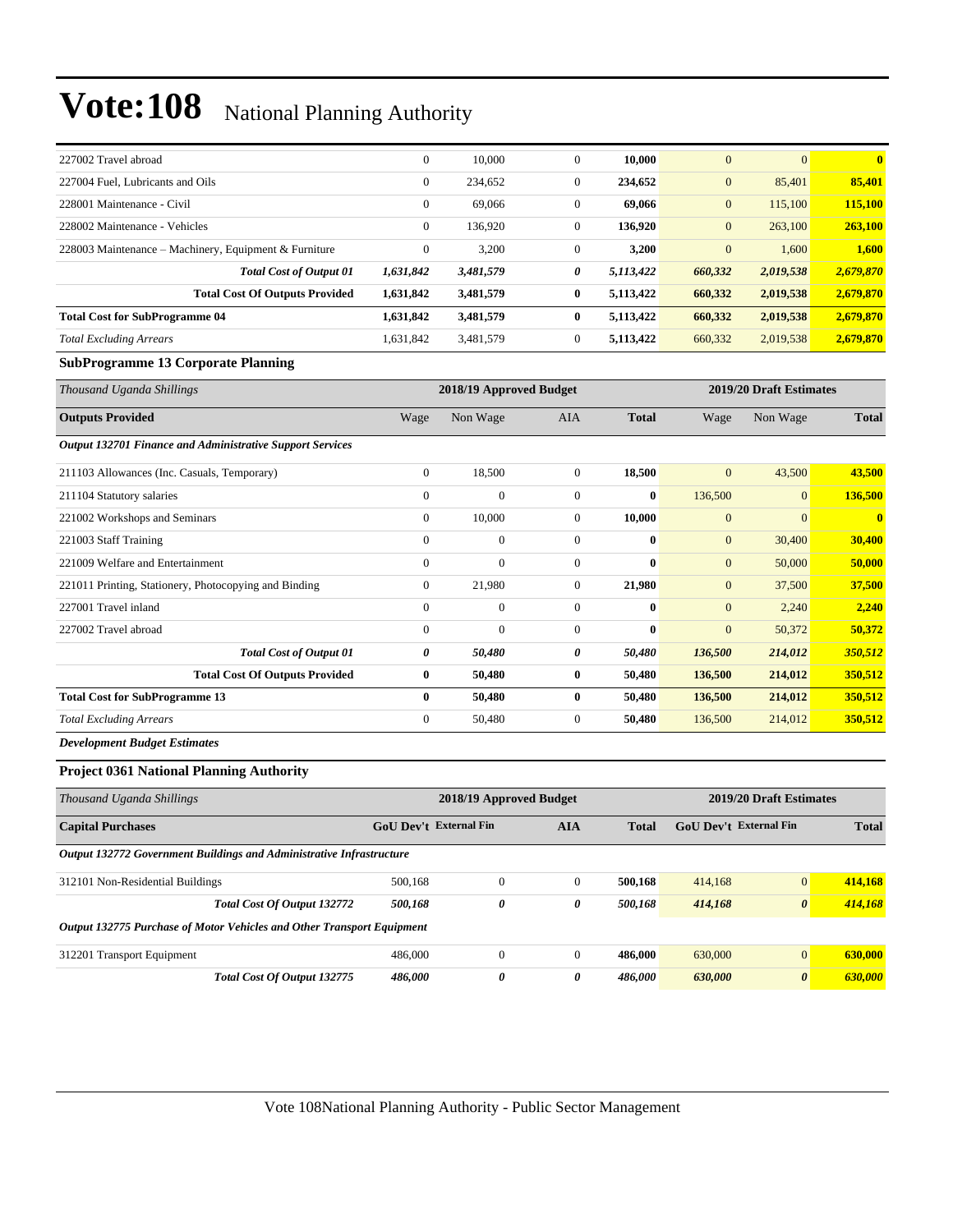| 227002 Travel abroad | 0 | 10,000 | 0 | **10,000** | 0 | 0 | **0** |
|---|---|---|---|---|---|---|---|
| 227004 Fuel, Lubricants and Oils | 0 | 234,652 | 0 | **234,652** | 0 | 85,401 | **85,401** |
| 228001 Maintenance - Civil | 0 | 69,066 | 0 | **69,066** | 0 | 115,100 | **115,100** |
| 228002 Maintenance - Vehicles | 0 | 136,920 | 0 | **136,920** | 0 | 263,100 | **263,100** |
| 228003 Maintenance – Machinery, Equipment & Furniture | 0 | 3,200 | 0 | **3,200** | 0 | 1,600 | **1,600** |
| ***Total Cost of Output 01*** | ***1,631,842*** | ***3,481,579*** | ***0*** | ***5,113,422*** | ***660,332*** | ***2,019,538*** | ***2,679,870*** |
| **Total Cost Of Outputs Provided** | **1,631,842** | **3,481,579** | **0** | **5,113,422** | **660,332** | **2,019,538** | **2,679,870** |
| **Total Cost for SubProgramme 04** | **1,631,842** | **3,481,579** | **0** | **5,113,422** | **660,332** | **2,019,538** | **2,679,870** |
| *Total Excluding Arrears* | 1,631,842 | 3,481,579 | 0 | **5,113,422** | 660,332 | 2,019,538 | **2,679,870** |

**SubProgramme 13 Corporate Planning**

| *Thousand Uganda Shillings* | 2018/19 Approved Budget | | | | 2019/20 Draft Estimates | | |
|---|---|---|---|---|---|---|---|
| **Outputs Provided** | Wage | Non Wage | AIA | **Total** | Wage | Non Wage | **Total** |
| ***Output 132701 Finance and Administrative Support Services*** | | | | | | | |
| 211103 Allowances (Inc. Casuals, Temporary) | 0 | 18,500 | 0 | **18,500** | 0 | 43,500 | **43,500** |
| 211104 Statutory salaries | 0 | 0 | 0 | **0** | 136,500 | 0 | **136,500** |
| 221002 Workshops and Seminars | 0 | 10,000 | 0 | **10,000** | 0 | 0 | **0** |
| 221003 Staff Training | 0 | 0 | 0 | **0** | 0 | 30,400 | **30,400** |
| 221009 Welfare and Entertainment | 0 | 0 | 0 | **0** | 0 | 50,000 | **50,000** |
| 221011 Printing, Stationery, Photocopying and Binding | 0 | 21,980 | 0 | **21,980** | 0 | 37,500 | **37,500** |
| 227001 Travel inland | 0 | 0 | 0 | **0** | 0 | 2,240 | **2,240** |
| 227002 Travel abroad | 0 | 0 | 0 | **0** | 0 | 50,372 | **50,372** |
| ***Total Cost of Output 01*** | ***0*** | ***50,480*** | ***0*** | ***50,480*** | ***136,500*** | ***214,012*** | ***350,512*** |
| **Total Cost Of Outputs Provided** | **0** | **50,480** | **0** | **50,480** | **136,500** | **214,012** | **350,512** |
| **Total Cost for SubProgramme 13** | **0** | **50,480** | **0** | **50,480** | **136,500** | **214,012** | **350,512** |
| *Total Excluding Arrears* | 0 | 50,480 | 0 | **50,480** | 136,500 | 214,012 | **350,512** |

***Development Budget Estimates***

**Project 0361 National Planning Authority**

| *Thousand Uganda Shillings* | 2018/19 Approved Budget | | | | 2019/20 Draft Estimates | | |
|---|---|---|---|---|---|---|---|
| **Capital Purchases** | **GoU Dev't** | **External Fin** | **AIA** | **Total** | **GoU Dev't** | **External Fin** | **Total** |
| ***Output 132772 Government Buildings and Administrative Infrastructure*** | | | | | | | |
| 312101 Non-Residential Buildings | 500,168 | 0 | 0 | **500,168** | 414,168 | 0 | **414,168** |
| ***Total Cost Of Output 132772*** | ***500,168*** | ***0*** | ***0*** | ***500,168*** | ***414,168*** | ***0*** | ***414,168*** |
| ***Output 132775 Purchase of Motor Vehicles and Other Transport Equipment*** | | | | | | | |
| 312201 Transport Equipment | 486,000 | 0 | 0 | **486,000** | 630,000 | 0 | **630,000** |
| ***Total Cost Of Output 132775*** | ***486,000*** | ***0*** | ***0*** | ***486,000*** | ***630,000*** | ***0*** | ***630,000*** |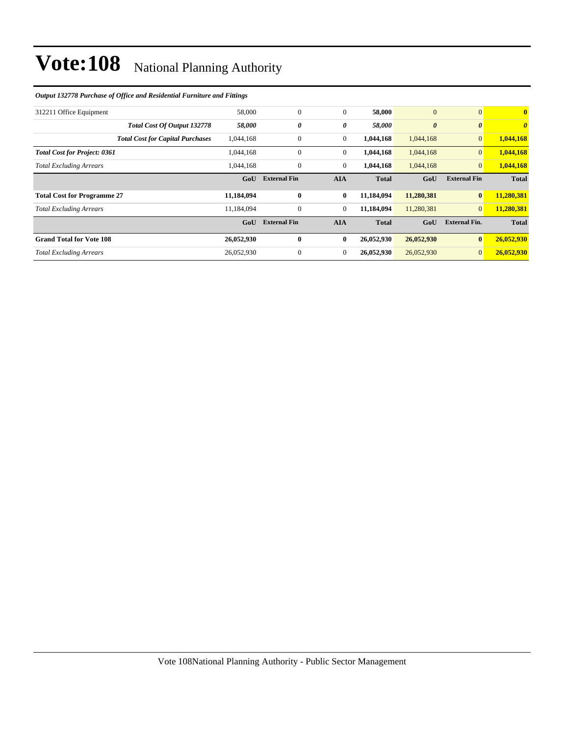*Output 132778 Purchase of Office and Residential Furniture and Fittings*

| | | | | | | | |
|---|---|---|---|---|---|---|---|
| 312211 Office Equipment | 58,000 | 0 | 0 | **58,000** | 0 | 0 | **0** |
| ***Total Cost Of Output 132778*** | ***58,000*** | ***0*** | ***0*** | ***58,000*** | ***0*** | ***0*** | ***0*** |
| ***Total Cost for Capital Purchases*** | 1,044,168 | 0 | 0 | **1,044,168** | 1,044,168 | 0 | **1,044,168** |
| ***Total Cost for Project: 0361*** | 1,044,168 | 0 | 0 | **1,044,168** | 1,044,168 | 0 | **1,044,168** |
| *Total Excluding Arrears* | 1,044,168 | 0 | 0 | **1,044,168** | 1,044,168 | 0 | **1,044,168** |
| | **GoU** | **External Fin** | **AIA** | **Total** | **GoU** | **External Fin** | **Total** |
| **Total Cost for Programme 27** | **11,184,094** | **0** | **0** | **11,184,094** | **11,280,381** | **0** | **11,280,381** |
| *Total Excluding Arrears* | 11,184,094 | 0 | 0 | **11,184,094** | 11,280,381 | 0 | **11,280,381** |
| | **GoU** | **External Fin** | **AIA** | **Total** | **GoU** | **External Fin.** | **Total** |
| **Grand Total for Vote 108** | **26,052,930** | **0** | **0** | **26,052,930** | **26,052,930** | **0** | **26,052,930** |
| *Total Excluding Arrears* | 26,052,930 | 0 | 0 | **26,052,930** | 26,052,930 | 0 | **26,052,930** |